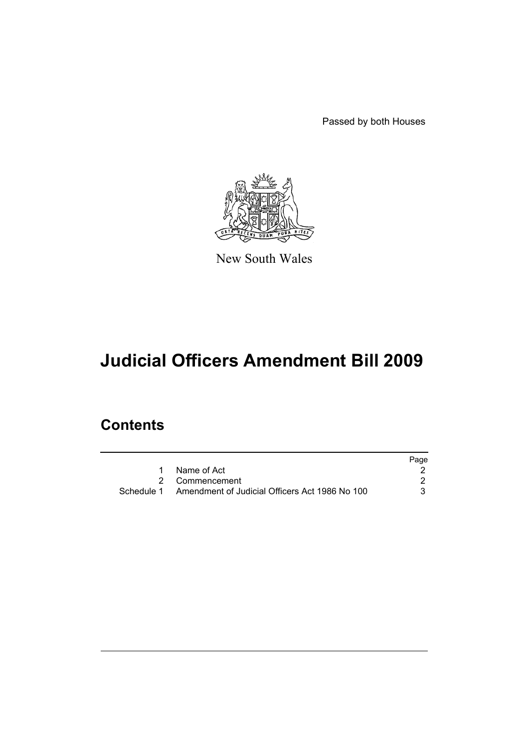Passed by both Houses

New South Wales

# Judicial Officers Amendment Bill 2009

## Contents

| | | Page |
|---|---|---|
| 1 | Name of Act | 2 |
| 2 | Commencement | 2 |
| Schedule 1 | Amendment of Judicial Officers Act 1986 No 100 | 3 |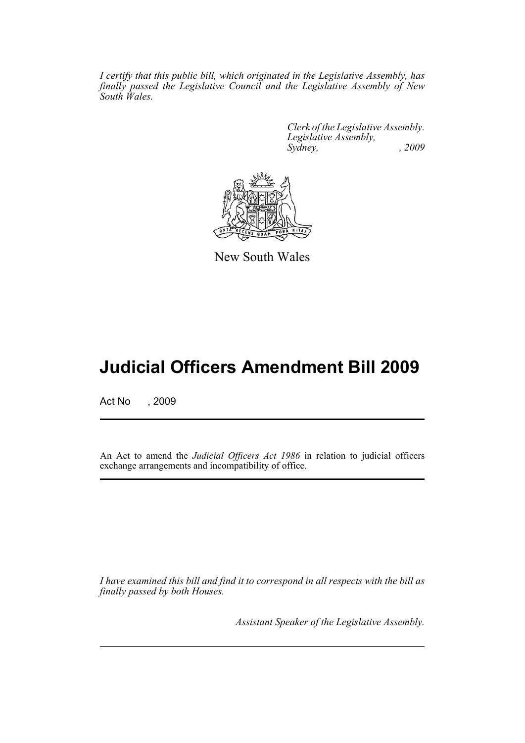*I certify that this public bill, which originated in the Legislative Assembly, has finally passed the Legislative Council and the Legislative Assembly of New South Wales.*

*Clerk of the Legislative Assembly.*
*Legislative Assembly,*
*Sydney, , 2009*

New South Wales

# Judicial Officers Amendment Bill 2009

Act No , 2009

An Act to amend the *Judicial Officers Act 1986* in relation to judicial officers exchange arrangements and incompatibility of office.

*I have examined this bill and find it to correspond in all respects with the bill as finally passed by both Houses.*

*Assistant Speaker of the Legislative Assembly.*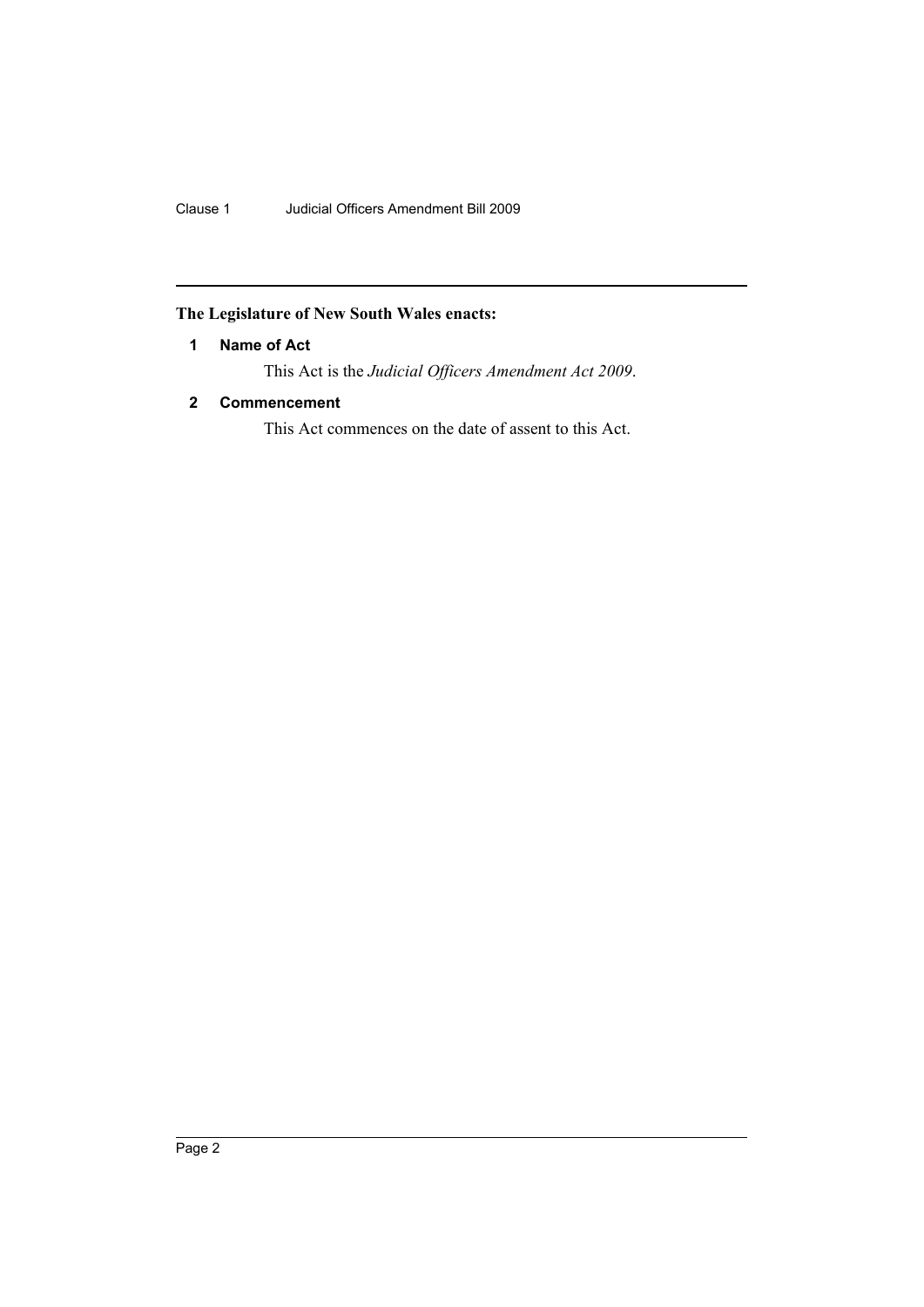**The Legislature of New South Wales enacts:**

### 1 Name of Act

This Act is the *Judicial Officers Amendment Act 2009*.

### 2 Commencement

This Act commences on the date of assent to this Act.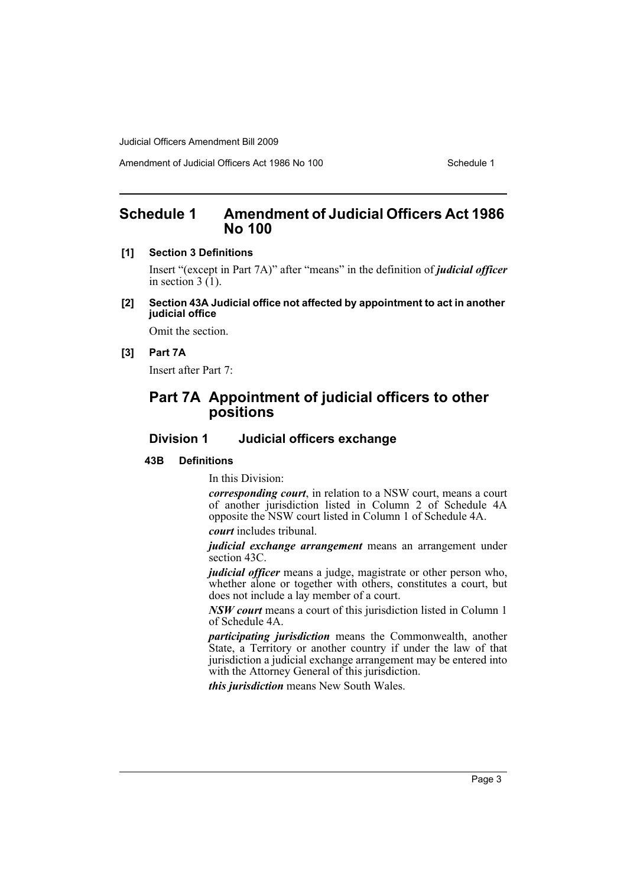# Schedule 1 Amendment of Judicial Officers Act 1986 No 100

**[1] Section 3 Definitions**

Insert "(except in Part 7A)" after "means" in the definition of ***judicial officer*** in section 3 (1).

**[2] Section 43A Judicial office not affected by appointment to act in another judicial office**

Omit the section.

**[3] Part 7A**

Insert after Part 7:

## Part 7A Appointment of judicial officers to other positions

### Division 1 Judicial officers exchange

#### 43B Definitions

In this Division:

***corresponding court***, in relation to a NSW court, means a court of another jurisdiction listed in Column 2 of Schedule 4A opposite the NSW court listed in Column 1 of Schedule 4A.

***court*** includes tribunal.

***judicial exchange arrangement*** means an arrangement under section 43C.

***judicial officer*** means a judge, magistrate or other person who, whether alone or together with others, constitutes a court, but does not include a lay member of a court.

***NSW court*** means a court of this jurisdiction listed in Column 1 of Schedule 4A.

***participating jurisdiction*** means the Commonwealth, another State, a Territory or another country if under the law of that jurisdiction a judicial exchange arrangement may be entered into with the Attorney General of this jurisdiction.

***this jurisdiction*** means New South Wales.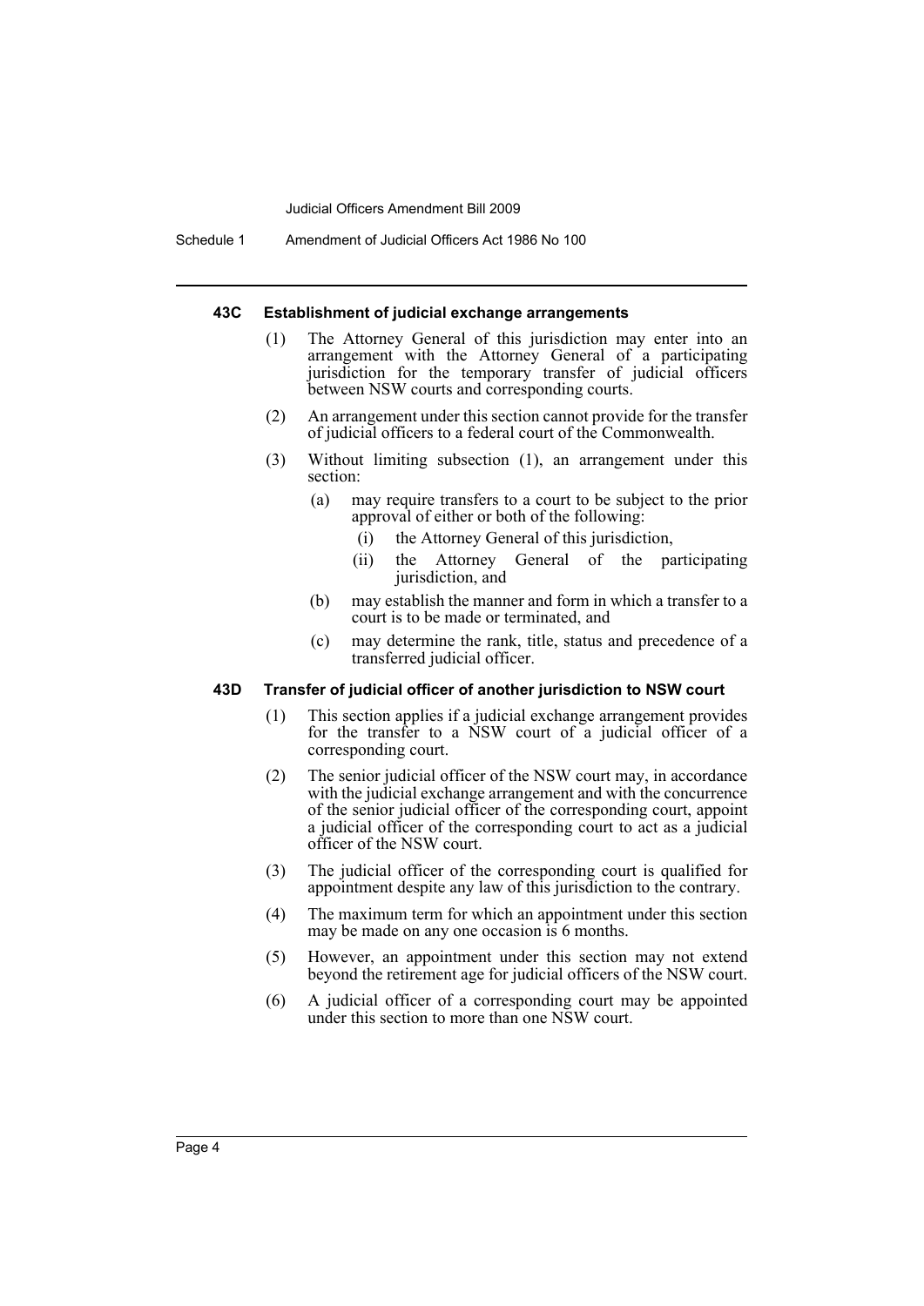#### 43C Establishment of judicial exchange arrangements

(1) The Attorney General of this jurisdiction may enter into an arrangement with the Attorney General of a participating jurisdiction for the temporary transfer of judicial officers between NSW courts and corresponding courts.

(2) An arrangement under this section cannot provide for the transfer of judicial officers to a federal court of the Commonwealth.

(3) Without limiting subsection (1), an arrangement under this section:

- (a) may require transfers to a court to be subject to the prior approval of either or both of the following:
  - (i) the Attorney General of this jurisdiction,
  - (ii) the Attorney General of the participating jurisdiction, and
- (b) may establish the manner and form in which a transfer to a court is to be made or terminated, and
- (c) may determine the rank, title, status and precedence of a transferred judicial officer.

#### 43D Transfer of judicial officer of another jurisdiction to NSW court

(1) This section applies if a judicial exchange arrangement provides for the transfer to a NSW court of a judicial officer of a corresponding court.

(2) The senior judicial officer of the NSW court may, in accordance with the judicial exchange arrangement and with the concurrence of the senior judicial officer of the corresponding court, appoint a judicial officer of the corresponding court to act as a judicial officer of the NSW court.

(3) The judicial officer of the corresponding court is qualified for appointment despite any law of this jurisdiction to the contrary.

(4) The maximum term for which an appointment under this section may be made on any one occasion is 6 months.

(5) However, an appointment under this section may not extend beyond the retirement age for judicial officers of the NSW court.

(6) A judicial officer of a corresponding court may be appointed under this section to more than one NSW court.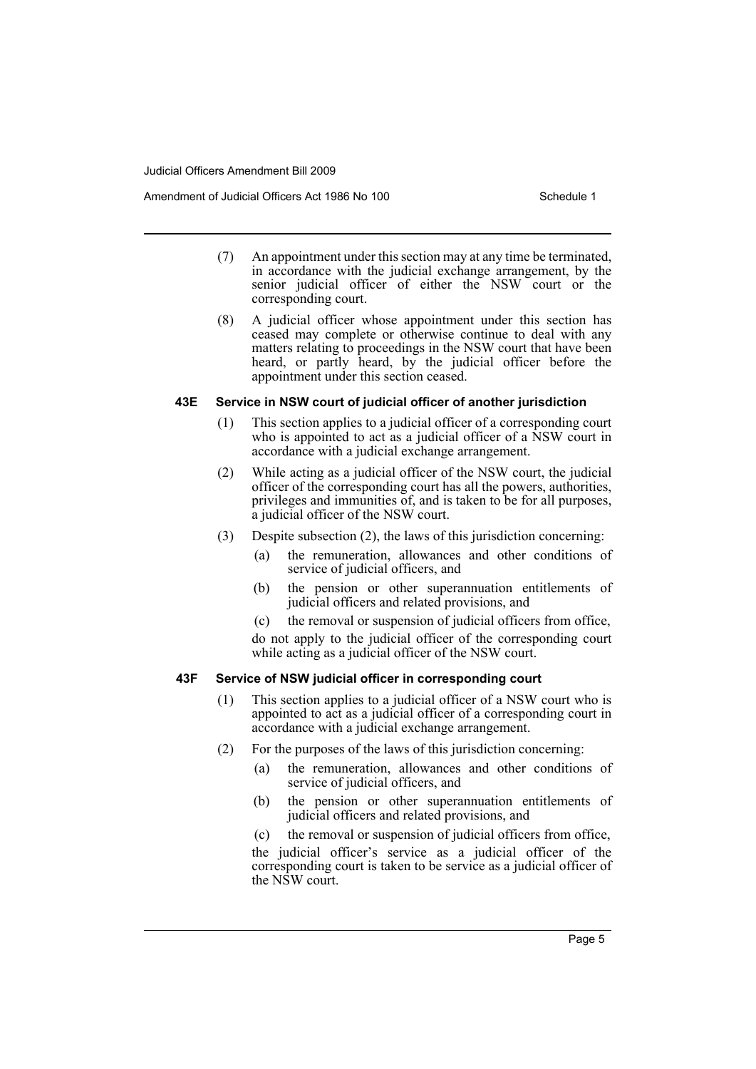(7) An appointment under this section may at any time be terminated, in accordance with the judicial exchange arrangement, by the senior judicial officer of either the NSW court or the corresponding court.

(8) A judicial officer whose appointment under this section has ceased may complete or otherwise continue to deal with any matters relating to proceedings in the NSW court that have been heard, or partly heard, by the judicial officer before the appointment under this section ceased.

### 43E Service in NSW court of judicial officer of another jurisdiction

(1) This section applies to a judicial officer of a corresponding court who is appointed to act as a judicial officer of a NSW court in accordance with a judicial exchange arrangement.

(2) While acting as a judicial officer of the NSW court, the judicial officer of the corresponding court has all the powers, authorities, privileges and immunities of, and is taken to be for all purposes, a judicial officer of the NSW court.

(3) Despite subsection (2), the laws of this jurisdiction concerning:

- (a) the remuneration, allowances and other conditions of service of judicial officers, and
- (b) the pension or other superannuation entitlements of judicial officers and related provisions, and
- (c) the removal or suspension of judicial officers from office,

do not apply to the judicial officer of the corresponding court while acting as a judicial officer of the NSW court.

### 43F Service of NSW judicial officer in corresponding court

(1) This section applies to a judicial officer of a NSW court who is appointed to act as a judicial officer of a corresponding court in accordance with a judicial exchange arrangement.

(2) For the purposes of the laws of this jurisdiction concerning:

- (a) the remuneration, allowances and other conditions of service of judicial officers, and
- (b) the pension or other superannuation entitlements of judicial officers and related provisions, and
- (c) the removal or suspension of judicial officers from office,

the judicial officer's service as a judicial officer of the corresponding court is taken to be service as a judicial officer of the NSW court.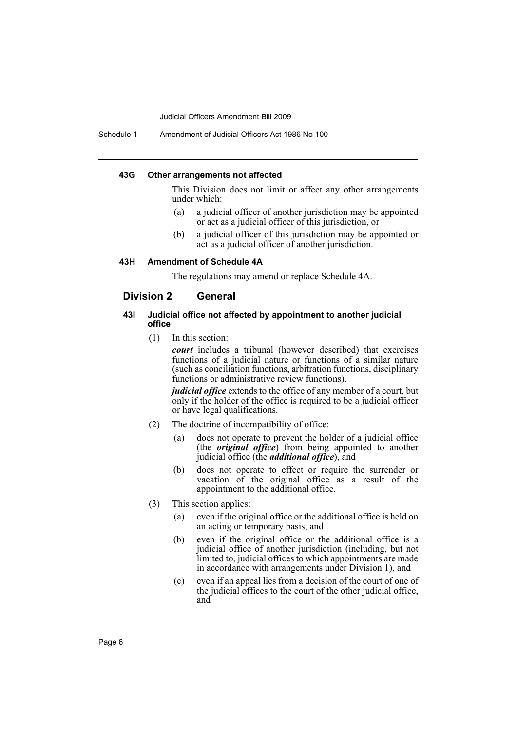#### 43G Other arrangements not affected

This Division does not limit or affect any other arrangements under which:

(a) a judicial officer of another jurisdiction may be appointed or act as a judicial officer of this jurisdiction, or

(b) a judicial officer of this jurisdiction may be appointed or act as a judicial officer of another jurisdiction.

#### 43H Amendment of Schedule 4A

The regulations may amend or replace Schedule 4A.

### Division 2 General

#### 43I Judicial office not affected by appointment to another judicial office

(1) In this section:

***court*** includes a tribunal (however described) that exercises functions of a judicial nature or functions of a similar nature (such as conciliation functions, arbitration functions, disciplinary functions or administrative review functions).

***judicial office*** extends to the office of any member of a court, but only if the holder of the office is required to be a judicial officer or have legal qualifications.

(2) The doctrine of incompatibility of office:

(a) does not operate to prevent the holder of a judicial office (the ***original office***) from being appointed to another judicial office (the ***additional office***), and

(b) does not operate to effect or require the surrender or vacation of the original office as a result of the appointment to the additional office.

(3) This section applies:

(a) even if the original office or the additional office is held on an acting or temporary basis, and

(b) even if the original office or the additional office is a judicial office of another jurisdiction (including, but not limited to, judicial offices to which appointments are made in accordance with arrangements under Division 1), and

(c) even if an appeal lies from a decision of the court of one of the judicial offices to the court of the other judicial office, and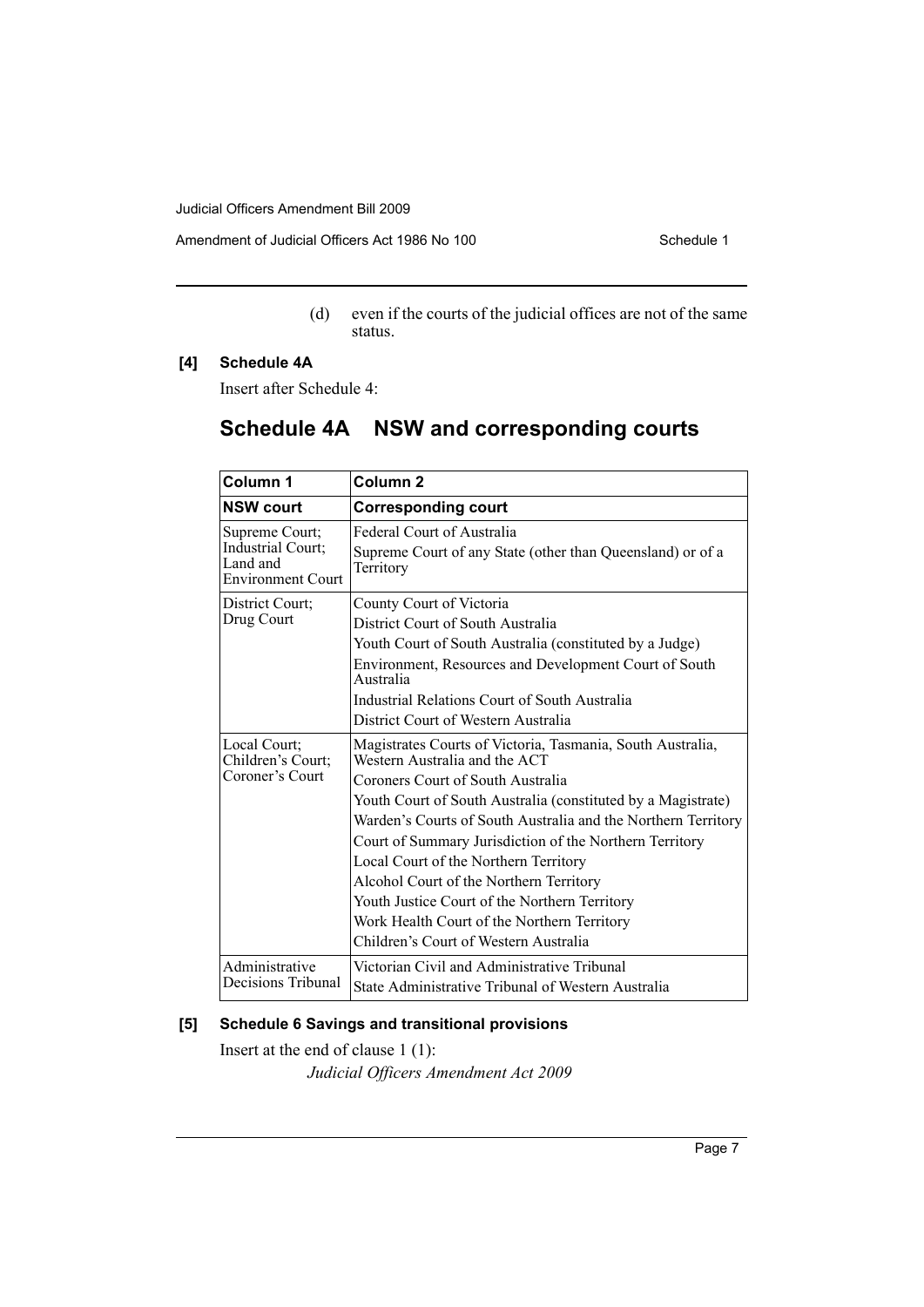(d) even if the courts of the judicial offices are not of the same status.

**[4] Schedule 4A**

Insert after Schedule 4:

## Schedule 4A NSW and corresponding courts

| Column 1 | Column 2 |
|---|---|
| **NSW court** | **Corresponding court** |
| Supreme Court; Industrial Court; Land and Environment Court | Federal Court of Australia<br>Supreme Court of any State (other than Queensland) or of a Territory |
| District Court; Drug Court | County Court of Victoria<br>District Court of South Australia<br>Youth Court of South Australia (constituted by a Judge)<br>Environment, Resources and Development Court of South Australia<br>Industrial Relations Court of South Australia<br>District Court of Western Australia |
| Local Court; Children's Court; Coroner's Court | Magistrates Courts of Victoria, Tasmania, South Australia, Western Australia and the ACT<br>Coroners Court of South Australia<br>Youth Court of South Australia (constituted by a Magistrate)<br>Warden's Courts of South Australia and the Northern Territory<br>Court of Summary Jurisdiction of the Northern Territory<br>Local Court of the Northern Territory<br>Alcohol Court of the Northern Territory<br>Youth Justice Court of the Northern Territory<br>Work Health Court of the Northern Territory<br>Children's Court of Western Australia |
| Administrative Decisions Tribunal | Victorian Civil and Administrative Tribunal<br>State Administrative Tribunal of Western Australia |

**[5] Schedule 6 Savings and transitional provisions**

Insert at the end of clause 1 (1):

*Judicial Officers Amendment Act 2009*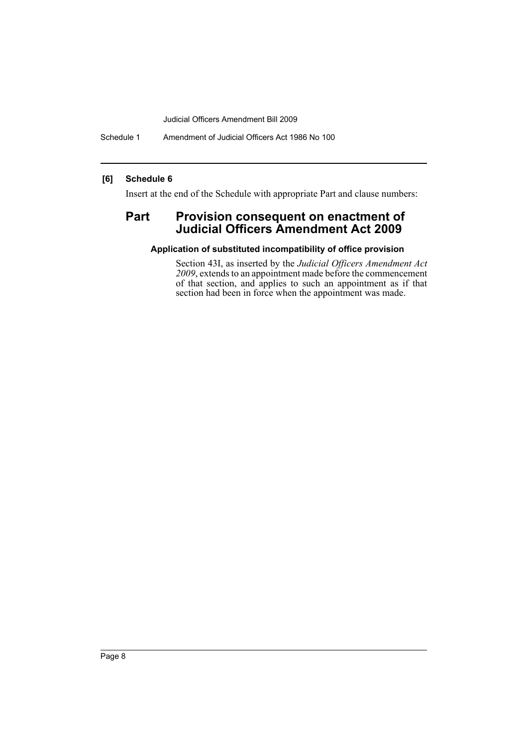**[6] Schedule 6**

Insert at the end of the Schedule with appropriate Part and clause numbers:

## Part Provision consequent on enactment of Judicial Officers Amendment Act 2009

### Application of substituted incompatibility of office provision

Section 43I, as inserted by the *Judicial Officers Amendment Act 2009*, extends to an appointment made before the commencement of that section, and applies to such an appointment as if that section had been in force when the appointment was made.